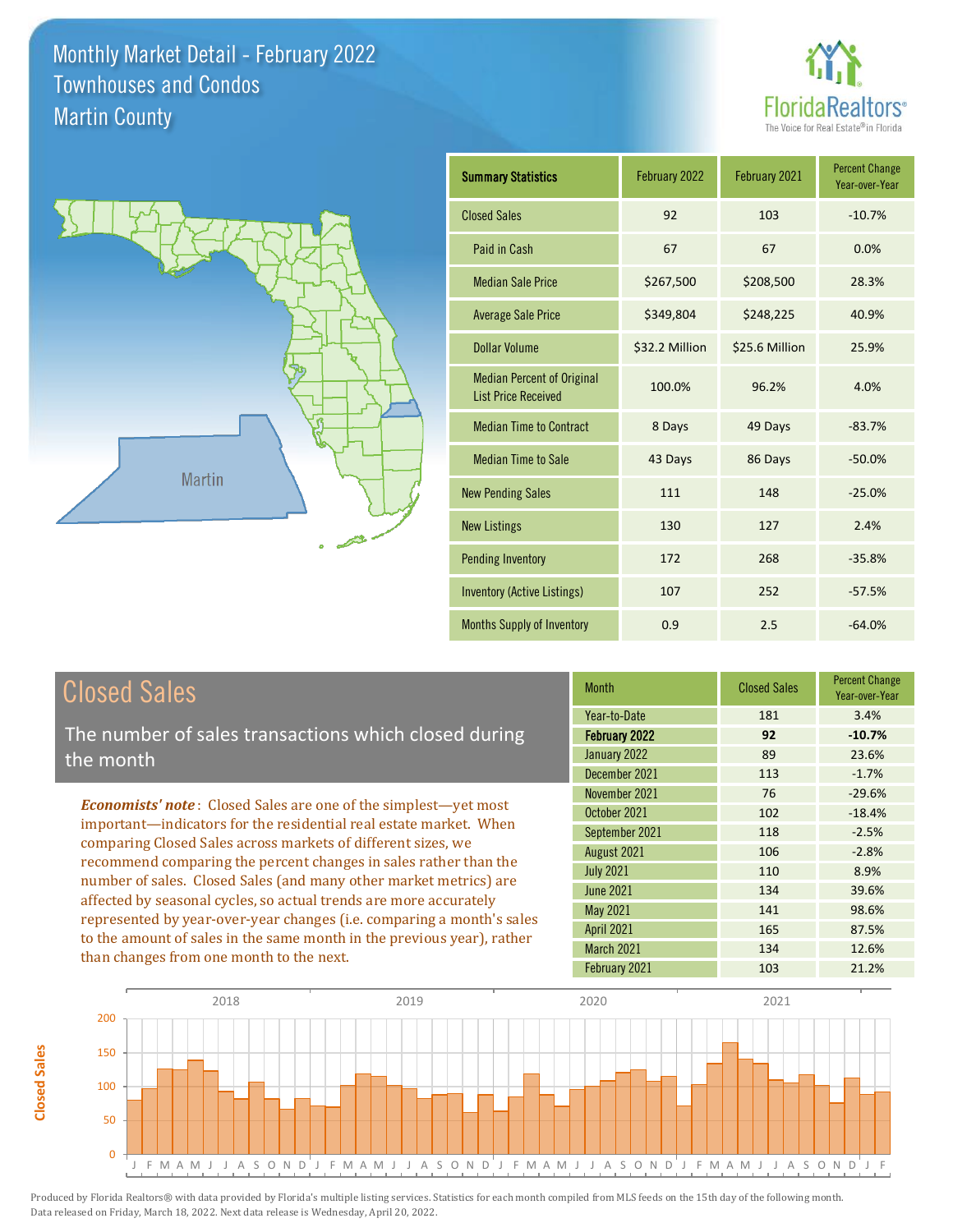# Monthly Market Detail - February 2022
## Townhouses and Condos
## Martin County

| Summary Statistics | February 2022 | February 2021 | Percent Change Year-over-Year |
|---|---|---|---|
| Closed Sales | 92 | 103 | -10.7% |
| Paid in Cash | 67 | 67 | 0.0% |
| Median Sale Price | $267,500 | $208,500 | 28.3% |
| Average Sale Price | $349,804 | $248,225 | 40.9% |
| Dollar Volume | $32.2 Million | $25.6 Million | 25.9% |
| Median Percent of Original List Price Received | 100.0% | 96.2% | 4.0% |
| Median Time to Contract | 8 Days | 49 Days | -83.7% |
| Median Time to Sale | 43 Days | 86 Days | -50.0% |
| New Pending Sales | 111 | 148 | -25.0% |
| New Listings | 130 | 127 | 2.4% |
| Pending Inventory | 172 | 268 | -35.8% |
| Inventory (Active Listings) | 107 | 252 | -57.5% |
| Months Supply of Inventory | 0.9 | 2.5 | -64.0% |

## Closed Sales

The number of sales transactions which closed during the month

***Economists' note***: Closed Sales are one of the simplest—yet most important—indicators for the residential real estate market. When comparing Closed Sales across markets of different sizes, we recommend comparing the percent changes in sales rather than the number of sales. Closed Sales (and many other market metrics) are affected by seasonal cycles, so actual trends are more accurately represented by year-over-year changes (i.e. comparing a month's sales to the amount of sales in the same month in the previous year), rather than changes from one month to the next.

| Month | Closed Sales | Percent Change Year-over-Year |
|---|---|---|
| Year-to-Date | 181 | 3.4% |
| **February 2022** | **92** | **-10.7%** |
| January 2022 | 89 | 23.6% |
| December 2021 | 113 | -1.7% |
| November 2021 | 76 | -29.6% |
| October 2021 | 102 | -18.4% |
| September 2021 | 118 | -2.5% |
| August 2021 | 106 | -2.8% |
| July 2021 | 110 | 8.9% |
| June 2021 | 134 | 39.6% |
| May 2021 | 141 | 98.6% |
| April 2021 | 165 | 87.5% |
| March 2021 | 134 | 12.6% |
| February 2021 | 103 | 21.2% |

Produced by Florida Realtors® with data provided by Florida's multiple listing services. Statistics for each month compiled from MLS feeds on the 15th day of the following month. Data released on Friday, March 18, 2022. Next data release is Wednesday, April 20, 2022.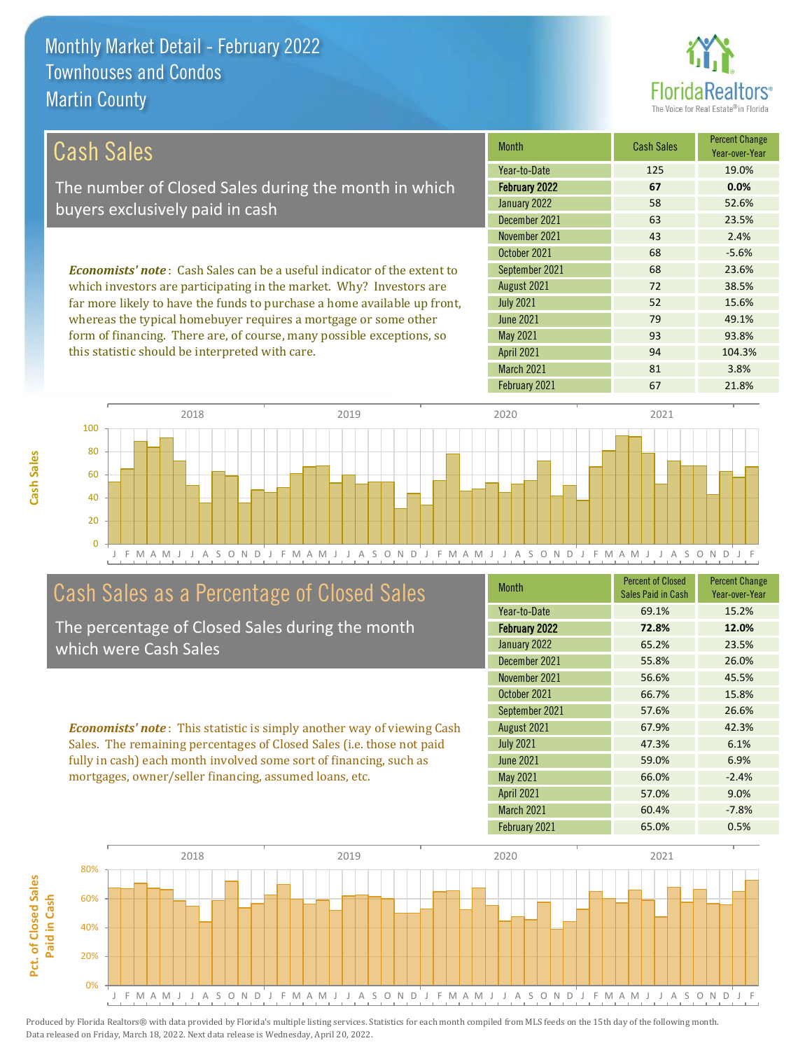# Monthly Market Detail - February 2022
## Townhouses and Condos
## Martin County

## Cash Sales

The number of Closed Sales during the month in which buyers exclusively paid in cash

***Economists' note***: Cash Sales can be a useful indicator of the extent to which investors are participating in the market. Why? Investors are far more likely to have the funds to purchase a home available up front, whereas the typical homebuyer requires a mortgage or some other form of financing. There are, of course, many possible exceptions, so this statistic should be interpreted with care.

| Month | Cash Sales | Percent Change Year-over-Year |
|---|---|---|
| Year-to-Date | 125 | 19.0% |
| **February 2022** | **67** | **0.0%** |
| January 2022 | 58 | 52.6% |
| December 2021 | 63 | 23.5% |
| November 2021 | 43 | 2.4% |
| October 2021 | 68 | -5.6% |
| September 2021 | 68 | 23.6% |
| August 2021 | 72 | 38.5% |
| July 2021 | 52 | 15.6% |
| June 2021 | 79 | 49.1% |
| May 2021 | 93 | 93.8% |
| April 2021 | 94 | 104.3% |
| March 2021 | 81 | 3.8% |
| February 2021 | 67 | 21.8% |

## Cash Sales as a Percentage of Closed Sales

The percentage of Closed Sales during the month which were Cash Sales

***Economists' note***: This statistic is simply another way of viewing Cash Sales. The remaining percentages of Closed Sales (i.e. those not paid fully in cash) each month involved some sort of financing, such as mortgages, owner/seller financing, assumed loans, etc.

| Month | Percent of Closed Sales Paid in Cash | Percent Change Year-over-Year |
|---|---|---|
| Year-to-Date | 69.1% | 15.2% |
| **February 2022** | **72.8%** | **12.0%** |
| January 2022 | 65.2% | 23.5% |
| December 2021 | 55.8% | 26.0% |
| November 2021 | 56.6% | 45.5% |
| October 2021 | 66.7% | 15.8% |
| September 2021 | 57.6% | 26.6% |
| August 2021 | 67.9% | 42.3% |
| July 2021 | 47.3% | 6.1% |
| June 2021 | 59.0% | 6.9% |
| May 2021 | 66.0% | -2.4% |
| April 2021 | 57.0% | 9.0% |
| March 2021 | 60.4% | -7.8% |
| February 2021 | 65.0% | 0.5% |

Produced by Florida Realtors® with data provided by Florida's multiple listing services. Statistics for each month compiled from MLS feeds on the 15th day of the following month. Data released on Friday, March 18, 2022. Next data release is Wednesday, April 20, 2022.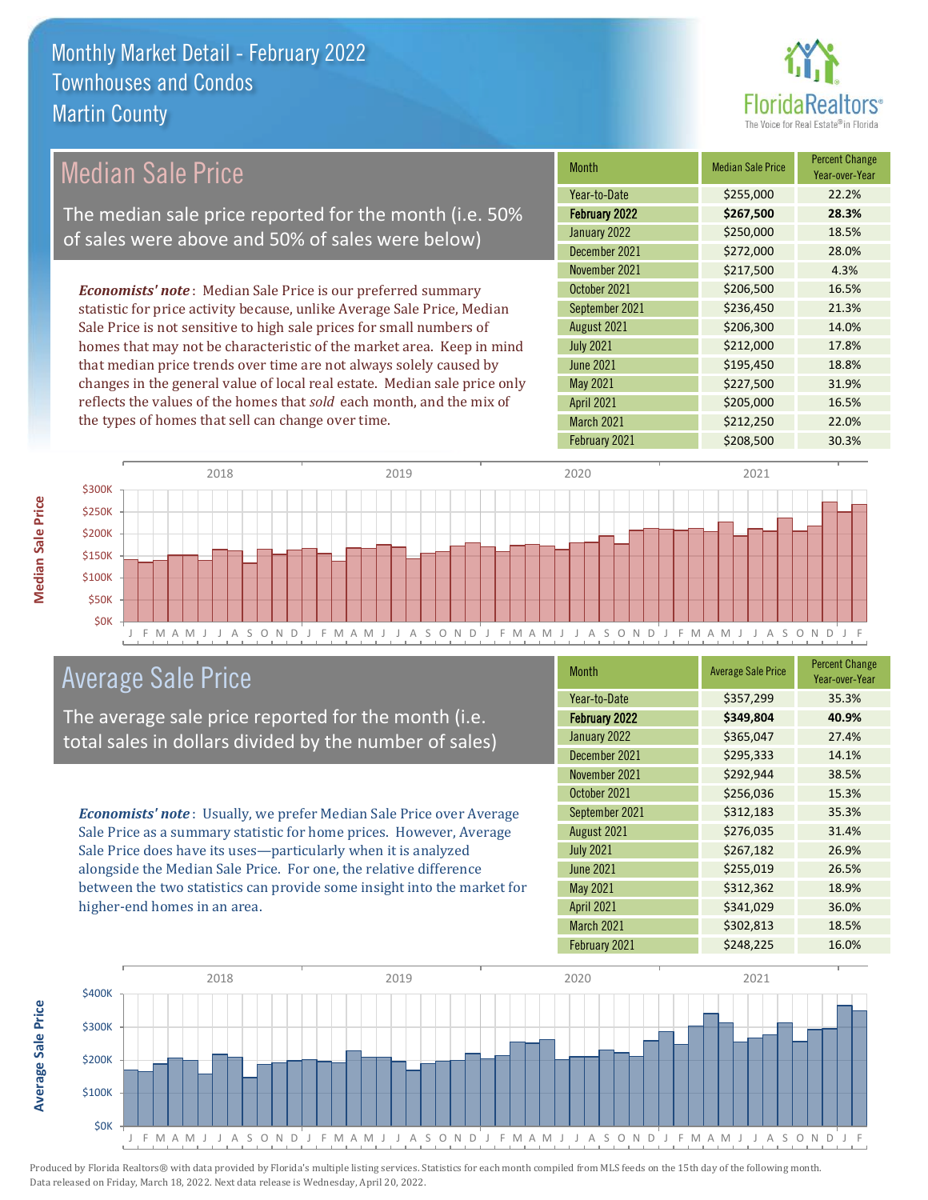# Monthly Market Detail - February 2022
## Townhouses and Condos
## Martin County

## Median Sale Price

The median sale price reported for the month (i.e. 50% of sales were above and 50% of sales were below)

***Economists' note***: Median Sale Price is our preferred summary statistic for price activity because, unlike Average Sale Price, Median Sale Price is not sensitive to high sale prices for small numbers of homes that may not be characteristic of the market area. Keep in mind that median price trends over time are not always solely caused by changes in the general value of local real estate. Median sale price only reflects the values of the homes that *sold* each month, and the mix of the types of homes that sell can change over time.

| Month | Median Sale Price | Percent Change Year-over-Year |
|---|---|---|
| Year-to-Date | $255,000 | 22.2% |
| **February 2022** | **$267,500** | **28.3%** |
| January 2022 | $250,000 | 18.5% |
| December 2021 | $272,000 | 28.0% |
| November 2021 | $217,500 | 4.3% |
| October 2021 | $206,500 | 16.5% |
| September 2021 | $236,450 | 21.3% |
| August 2021 | $206,300 | 14.0% |
| July 2021 | $212,000 | 17.8% |
| June 2021 | $195,450 | 18.8% |
| May 2021 | $227,500 | 31.9% |
| April 2021 | $205,000 | 16.5% |
| March 2021 | $212,250 | 22.0% |
| February 2021 | $208,500 | 30.3% |

## Average Sale Price

The average sale price reported for the month (i.e. total sales in dollars divided by the number of sales)

***Economists' note***: Usually, we prefer Median Sale Price over Average Sale Price as a summary statistic for home prices. However, Average Sale Price does have its uses—particularly when it is analyzed alongside the Median Sale Price. For one, the relative difference between the two statistics can provide some insight into the market for higher-end homes in an area.

| Month | Average Sale Price | Percent Change Year-over-Year |
|---|---|---|
| Year-to-Date | $357,299 | 35.3% |
| **February 2022** | **$349,804** | **40.9%** |
| January 2022 | $365,047 | 27.4% |
| December 2021 | $295,333 | 14.1% |
| November 2021 | $292,944 | 38.5% |
| October 2021 | $256,036 | 15.3% |
| September 2021 | $312,183 | 35.3% |
| August 2021 | $276,035 | 31.4% |
| July 2021 | $267,182 | 26.9% |
| June 2021 | $255,019 | 26.5% |
| May 2021 | $312,362 | 18.9% |
| April 2021 | $341,029 | 36.0% |
| March 2021 | $302,813 | 18.5% |
| February 2021 | $248,225 | 16.0% |

Produced by Florida Realtors® with data provided by Florida's multiple listing services. Statistics for each month compiled from MLS feeds on the 15th day of the following month. Data released on Friday, March 18, 2022. Next data release is Wednesday, April 20, 2022.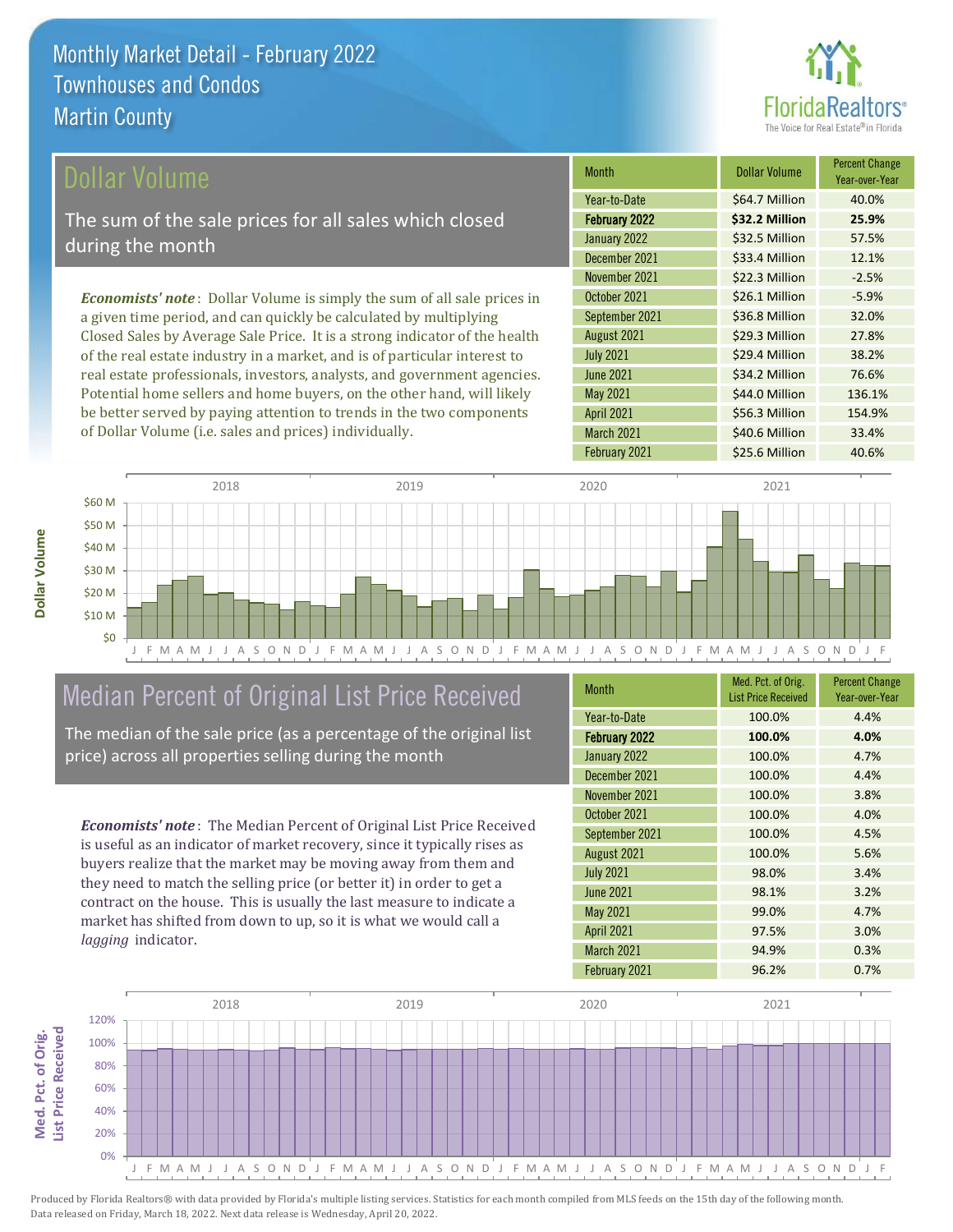# Monthly Market Detail - February 2022
## Townhouses and Condos
## Martin County

## Dollar Volume

The sum of the sale prices for all sales which closed during the month

***Economists' note***: Dollar Volume is simply the sum of all sale prices in a given time period, and can quickly be calculated by multiplying Closed Sales by Average Sale Price. It is a strong indicator of the health of the real estate industry in a market, and is of particular interest to real estate professionals, investors, analysts, and government agencies. Potential home sellers and home buyers, on the other hand, will likely be better served by paying attention to trends in the two components of Dollar Volume (i.e. sales and prices) individually.

| Month | Dollar Volume | Percent Change Year-over-Year |
|---|---|---|
| Year-to-Date | $64.7 Million | 40.0% |
| **February 2022** | **$32.2 Million** | **25.9%** |
| January 2022 | $32.5 Million | 57.5% |
| December 2021 | $33.4 Million | 12.1% |
| November 2021 | $22.3 Million | -2.5% |
| October 2021 | $26.1 Million | -5.9% |
| September 2021 | $36.8 Million | 32.0% |
| August 2021 | $29.3 Million | 27.8% |
| July 2021 | $29.4 Million | 38.2% |
| June 2021 | $34.2 Million | 76.6% |
| May 2021 | $44.0 Million | 136.1% |
| April 2021 | $56.3 Million | 154.9% |
| March 2021 | $40.6 Million | 33.4% |
| February 2021 | $25.6 Million | 40.6% |

## Median Percent of Original List Price Received

The median of the sale price (as a percentage of the original list price) across all properties selling during the month

***Economists' note***: The Median Percent of Original List Price Received is useful as an indicator of market recovery, since it typically rises as buyers realize that the market may be moving away from them and they need to match the selling price (or better it) in order to get a contract on the house. This is usually the last measure to indicate a market has shifted from down to up, so it is what we would call a *lagging* indicator.

| Month | Med. Pct. of Orig. List Price Received | Percent Change Year-over-Year |
|---|---|---|
| Year-to-Date | 100.0% | 4.4% |
| **February 2022** | **100.0%** | **4.0%** |
| January 2022 | 100.0% | 4.7% |
| December 2021 | 100.0% | 4.4% |
| November 2021 | 100.0% | 3.8% |
| October 2021 | 100.0% | 4.0% |
| September 2021 | 100.0% | 4.5% |
| August 2021 | 100.0% | 5.6% |
| July 2021 | 98.0% | 3.4% |
| June 2021 | 98.1% | 3.2% |
| May 2021 | 99.0% | 4.7% |
| April 2021 | 97.5% | 3.0% |
| March 2021 | 94.9% | 0.3% |
| February 2021 | 96.2% | 0.7% |

Produced by Florida Realtors® with data provided by Florida's multiple listing services. Statistics for each month compiled from MLS feeds on the 15th day of the following month. Data released on Friday, March 18, 2022. Next data release is Wednesday, April 20, 2022.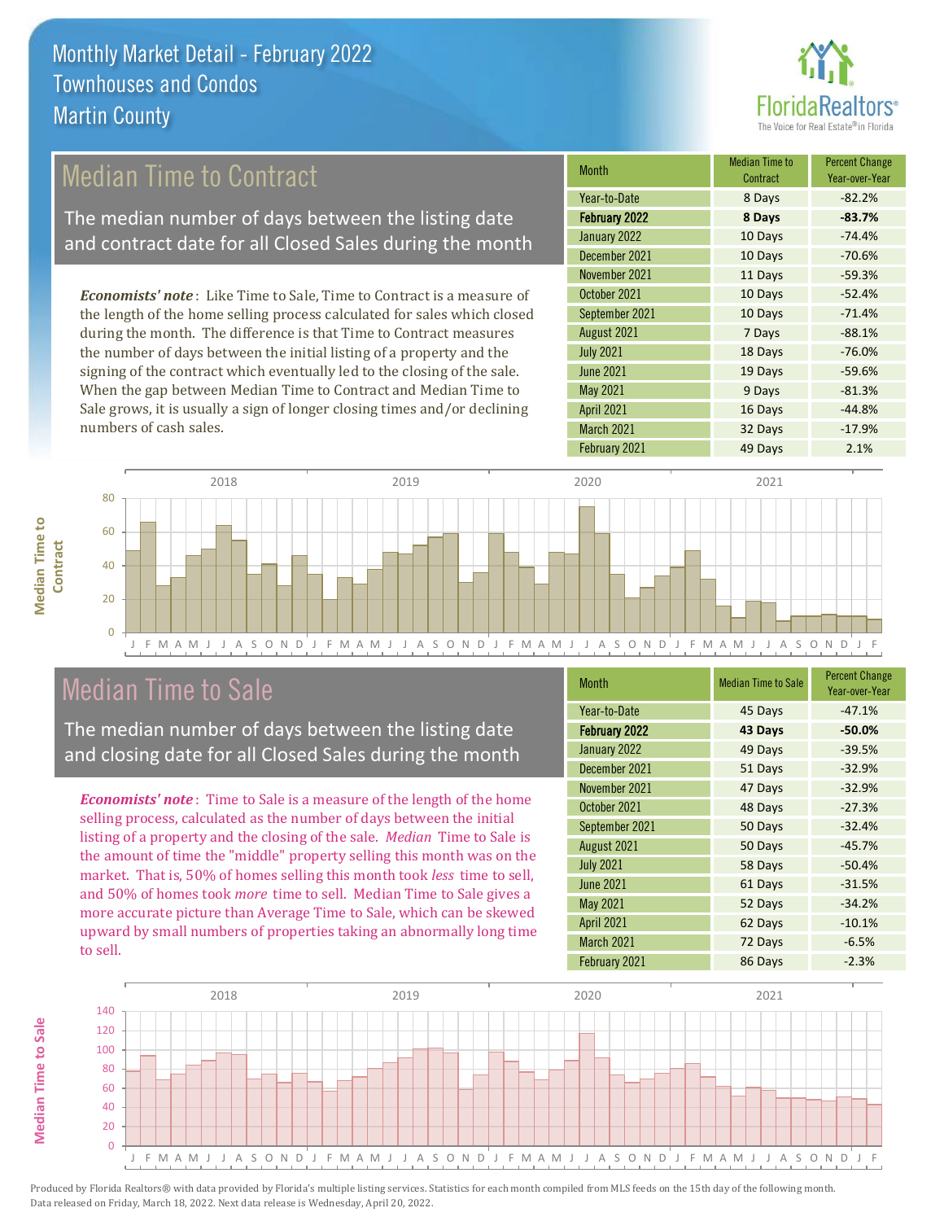# Monthly Market Detail - February 2022
## Townhouses and Condos
## Martin County

## Median Time to Contract

The median number of days between the listing date and contract date for all Closed Sales during the month

***Economists' note***: Like Time to Sale, Time to Contract is a measure of the length of the home selling process calculated for sales which closed during the month. The difference is that Time to Contract measures the number of days between the initial listing of a property and the signing of the contract which eventually led to the closing of the sale. When the gap between Median Time to Contract and Median Time to Sale grows, it is usually a sign of longer closing times and/or declining numbers of cash sales.

| Month | Median Time to Contract | Percent Change Year-over-Year |
|---|---|---|
| Year-to-Date | 8 Days | -82.2% |
| **February 2022** | **8 Days** | **-83.7%** |
| January 2022 | 10 Days | -74.4% |
| December 2021 | 10 Days | -70.6% |
| November 2021 | 11 Days | -59.3% |
| October 2021 | 10 Days | -52.4% |
| September 2021 | 10 Days | -71.4% |
| August 2021 | 7 Days | -88.1% |
| July 2021 | 18 Days | -76.0% |
| June 2021 | 19 Days | -59.6% |
| May 2021 | 9 Days | -81.3% |
| April 2021 | 16 Days | -44.8% |
| March 2021 | 32 Days | -17.9% |
| February 2021 | 49 Days | 2.1% |

## Median Time to Sale

The median number of days between the listing date and closing date for all Closed Sales during the month

***Economists' note***: Time to Sale is a measure of the length of the home selling process, calculated as the number of days between the initial listing of a property and the closing of the sale. *Median* Time to Sale is the amount of time the "middle" property selling this month was on the market. That is, 50% of homes selling this month took *less* time to sell, and 50% of homes took *more* time to sell. Median Time to Sale gives a more accurate picture than Average Time to Sale, which can be skewed upward by small numbers of properties taking an abnormally long time to sell.

| Month | Median Time to Sale | Percent Change Year-over-Year |
|---|---|---|
| Year-to-Date | 45 Days | -47.1% |
| **February 2022** | **43 Days** | **-50.0%** |
| January 2022 | 49 Days | -39.5% |
| December 2021 | 51 Days | -32.9% |
| November 2021 | 47 Days | -32.9% |
| October 2021 | 48 Days | -27.3% |
| September 2021 | 50 Days | -32.4% |
| August 2021 | 50 Days | -45.7% |
| July 2021 | 58 Days | -50.4% |
| June 2021 | 61 Days | -31.5% |
| May 2021 | 52 Days | -34.2% |
| April 2021 | 62 Days | -10.1% |
| March 2021 | 72 Days | -6.5% |
| February 2021 | 86 Days | -2.3% |

Produced by Florida Realtors® with data provided by Florida's multiple listing services. Statistics for each month compiled from MLS feeds on the 15th day of the following month. Data released on Friday, March 18, 2022. Next data release is Wednesday, April 20, 2022.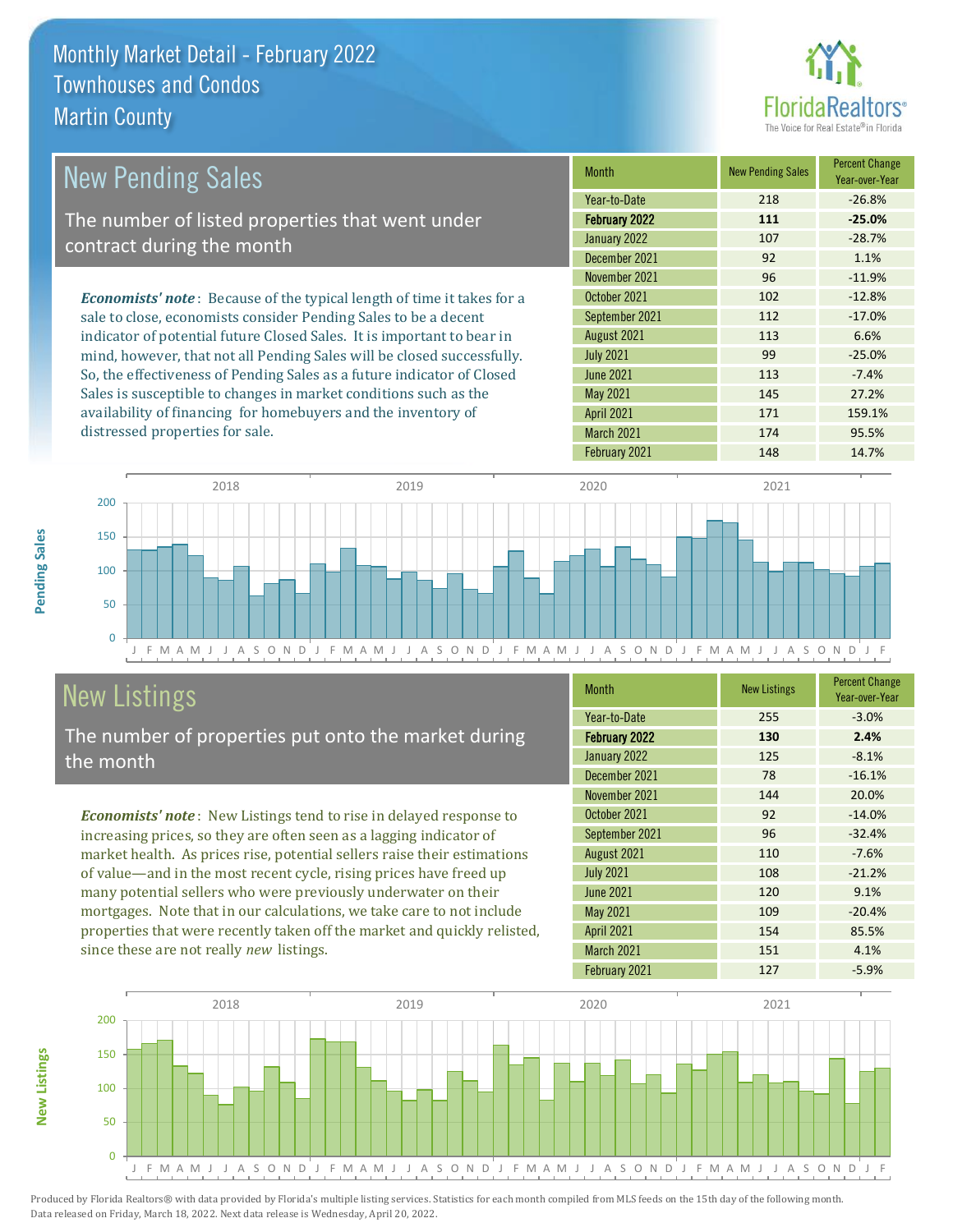# Monthly Market Detail - February 2022
## Townhouses and Condos
## Martin County

## New Pending Sales

The number of listed properties that went under contract during the month

***Economists' note***: Because of the typical length of time it takes for a sale to close, economists consider Pending Sales to be a decent indicator of potential future Closed Sales. It is important to bear in mind, however, that not all Pending Sales will be closed successfully. So, the effectiveness of Pending Sales as a future indicator of Closed Sales is susceptible to changes in market conditions such as the availability of financing for homebuyers and the inventory of distressed properties for sale.

| Month | New Pending Sales | Percent Change Year-over-Year |
|---|---|---|
| Year-to-Date | 218 | -26.8% |
| **February 2022** | **111** | **-25.0%** |
| January 2022 | 107 | -28.7% |
| December 2021 | 92 | 1.1% |
| November 2021 | 96 | -11.9% |
| October 2021 | 102 | -12.8% |
| September 2021 | 112 | -17.0% |
| August 2021 | 113 | 6.6% |
| July 2021 | 99 | -25.0% |
| June 2021 | 113 | -7.4% |
| May 2021 | 145 | 27.2% |
| April 2021 | 171 | 159.1% |
| March 2021 | 174 | 95.5% |
| February 2021 | 148 | 14.7% |

## New Listings

The number of properties put onto the market during the month

***Economists' note***: New Listings tend to rise in delayed response to increasing prices, so they are often seen as a lagging indicator of market health. As prices rise, potential sellers raise their estimations of value—and in the most recent cycle, rising prices have freed up many potential sellers who were previously underwater on their mortgages. Note that in our calculations, we take care to not include properties that were recently taken off the market and quickly relisted, since these are not really *new* listings.

| Month | New Listings | Percent Change Year-over-Year |
|---|---|---|
| Year-to-Date | 255 | -3.0% |
| **February 2022** | **130** | **2.4%** |
| January 2022 | 125 | -8.1% |
| December 2021 | 78 | -16.1% |
| November 2021 | 144 | 20.0% |
| October 2021 | 92 | -14.0% |
| September 2021 | 96 | -32.4% |
| August 2021 | 110 | -7.6% |
| July 2021 | 108 | -21.2% |
| June 2021 | 120 | 9.1% |
| May 2021 | 109 | -20.4% |
| April 2021 | 154 | 85.5% |
| March 2021 | 151 | 4.1% |
| February 2021 | 127 | -5.9% |

Produced by Florida Realtors® with data provided by Florida's multiple listing services. Statistics for each month compiled from MLS feeds on the 15th day of the following month. Data released on Friday, March 18, 2022. Next data release is Wednesday, April 20, 2022.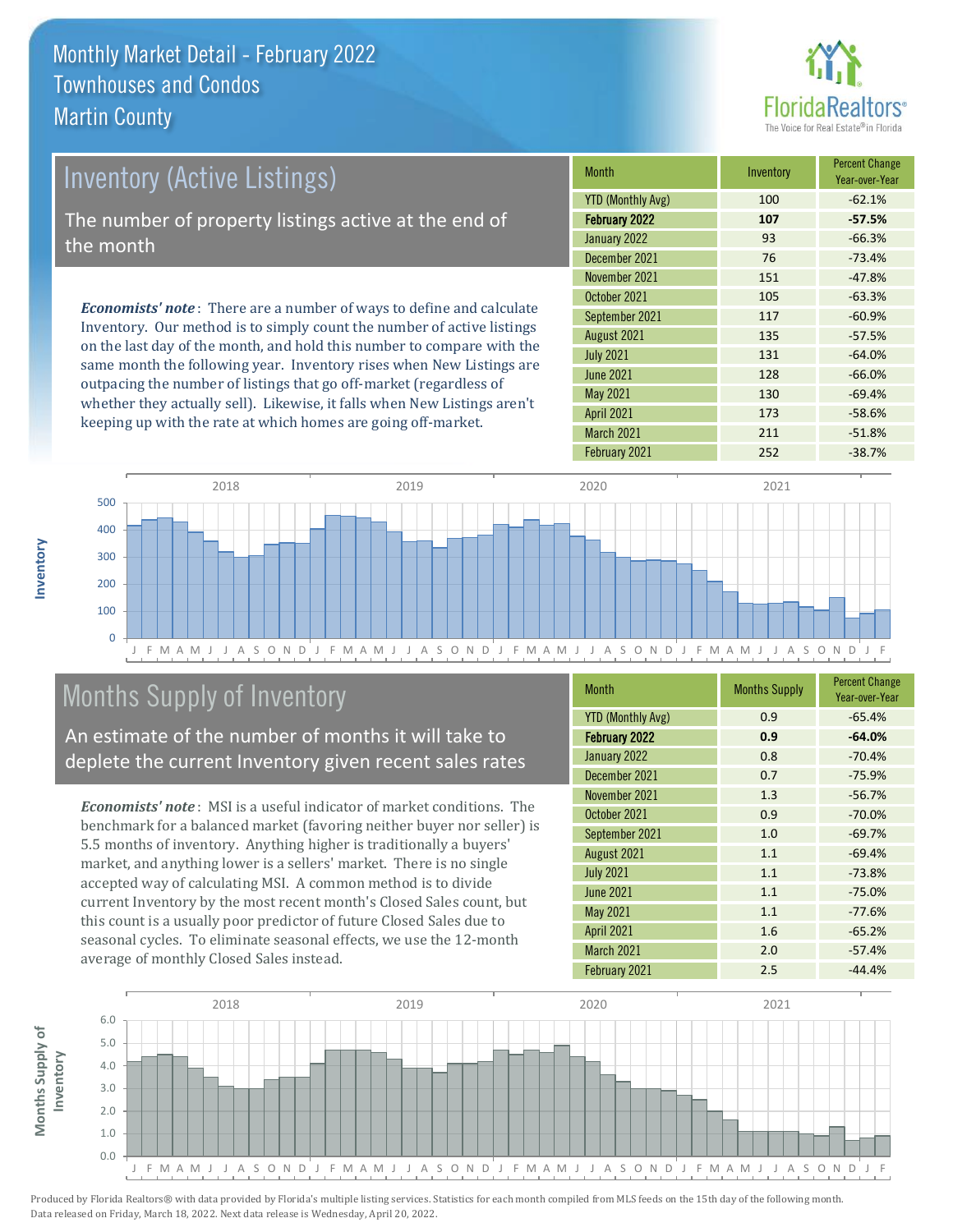# Monthly Market Detail - February 2022
## Townhouses and Condos
## Martin County

## Inventory (Active Listings)

The number of property listings active at the end of the month

***Economists' note***: There are a number of ways to define and calculate Inventory. Our method is to simply count the number of active listings on the last day of the month, and hold this number to compare with the same month the following year. Inventory rises when New Listings are outpacing the number of listings that go off-market (regardless of whether they actually sell). Likewise, it falls when New Listings aren't keeping up with the rate at which homes are going off-market.

| Month | Inventory | Percent Change Year-over-Year |
|---|---|---|
| YTD (Monthly Avg) | 100 | -62.1% |
| **February 2022** | **107** | **-57.5%** |
| January 2022 | 93 | -66.3% |
| December 2021 | 76 | -73.4% |
| November 2021 | 151 | -47.8% |
| October 2021 | 105 | -63.3% |
| September 2021 | 117 | -60.9% |
| August 2021 | 135 | -57.5% |
| July 2021 | 131 | -64.0% |
| June 2021 | 128 | -66.0% |
| May 2021 | 130 | -69.4% |
| April 2021 | 173 | -58.6% |
| March 2021 | 211 | -51.8% |
| February 2021 | 252 | -38.7% |

## Months Supply of Inventory

An estimate of the number of months it will take to deplete the current Inventory given recent sales rates

***Economists' note***: MSI is a useful indicator of market conditions. The benchmark for a balanced market (favoring neither buyer nor seller) is 5.5 months of inventory. Anything higher is traditionally a buyers' market, and anything lower is a sellers' market. There is no single accepted way of calculating MSI. A common method is to divide current Inventory by the most recent month's Closed Sales count, but this count is a usually poor predictor of future Closed Sales due to seasonal cycles. To eliminate seasonal effects, we use the 12-month average of monthly Closed Sales instead.

| Month | Months Supply | Percent Change Year-over-Year |
|---|---|---|
| YTD (Monthly Avg) | 0.9 | -65.4% |
| **February 2022** | **0.9** | **-64.0%** |
| January 2022 | 0.8 | -70.4% |
| December 2021 | 0.7 | -75.9% |
| November 2021 | 1.3 | -56.7% |
| October 2021 | 0.9 | -70.0% |
| September 2021 | 1.0 | -69.7% |
| August 2021 | 1.1 | -69.4% |
| July 2021 | 1.1 | -73.8% |
| June 2021 | 1.1 | -75.0% |
| May 2021 | 1.1 | -77.6% |
| April 2021 | 1.6 | -65.2% |
| March 2021 | 2.0 | -57.4% |
| February 2021 | 2.5 | -44.4% |

Produced by Florida Realtors® with data provided by Florida's multiple listing services. Statistics for each month compiled from MLS feeds on the 15th day of the following month. Data released on Friday, March 18, 2022. Next data release is Wednesday, April 20, 2022.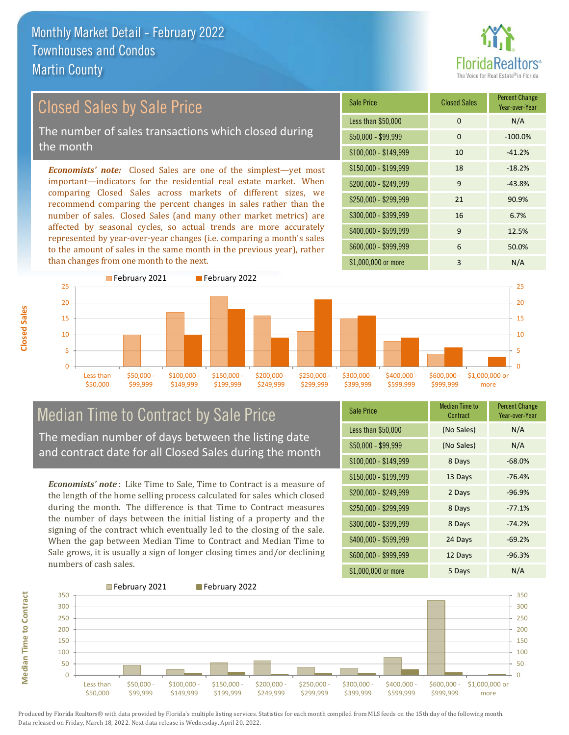# Monthly Market Detail - February 2022
## Townhouses and Condos
## Martin County

## Closed Sales by Sale Price

The number of sales transactions which closed during the month

***Economists' note:*** Closed Sales are one of the simplest—yet most important—indicators for the residential real estate market. When comparing Closed Sales across markets of different sizes, we recommend comparing the percent changes in sales rather than the number of sales. Closed Sales (and many other market metrics) are affected by seasonal cycles, so actual trends are more accurately represented by year-over-year changes (i.e. comparing a month's sales to the amount of sales in the same month in the previous year), rather than changes from one month to the next.

| Sale Price | Closed Sales | Percent Change Year-over-Year |
|---|---|---|
| Less than $50,000 | 0 | N/A |
| $50,000 - $99,999 | 0 | -100.0% |
| $100,000 - $149,999 | 10 | -41.2% |
| $150,000 - $199,999 | 18 | -18.2% |
| $200,000 - $249,999 | 9 | -43.8% |
| $250,000 - $299,999 | 21 | 90.9% |
| $300,000 - $399,999 | 16 | 6.7% |
| $400,000 - $599,999 | 9 | 12.5% |
| $600,000 - $999,999 | 6 | 50.0% |
| $1,000,000 or more | 3 | N/A |

## Median Time to Contract by Sale Price

The median number of days between the listing date and contract date for all Closed Sales during the month

***Economists' note***: Like Time to Sale, Time to Contract is a measure of the length of the home selling process calculated for sales which closed during the month. The difference is that Time to Contract measures the number of days between the initial listing of a property and the signing of the contract which eventually led to the closing of the sale. When the gap between Median Time to Contract and Median Time to Sale grows, it is usually a sign of longer closing times and/or declining numbers of cash sales.

| Sale Price | Median Time to Contract | Percent Change Year-over-Year |
|---|---|---|
| Less than $50,000 | (No Sales) | N/A |
| $50,000 - $99,999 | (No Sales) | N/A |
| $100,000 - $149,999 | 8 Days | -68.0% |
| $150,000 - $199,999 | 13 Days | -76.4% |
| $200,000 - $249,999 | 2 Days | -96.9% |
| $250,000 - $299,999 | 8 Days | -77.1% |
| $300,000 - $399,999 | 8 Days | -74.2% |
| $400,000 - $599,999 | 24 Days | -69.2% |
| $600,000 - $999,999 | 12 Days | -96.3% |
| $1,000,000 or more | 5 Days | N/A |

Produced by Florida Realtors® with data provided by Florida's multiple listing services. Statistics for each month compiled from MLS feeds on the 15th day of the following month. Data released on Friday, March 18, 2022. Next data release is Wednesday, April 20, 2022.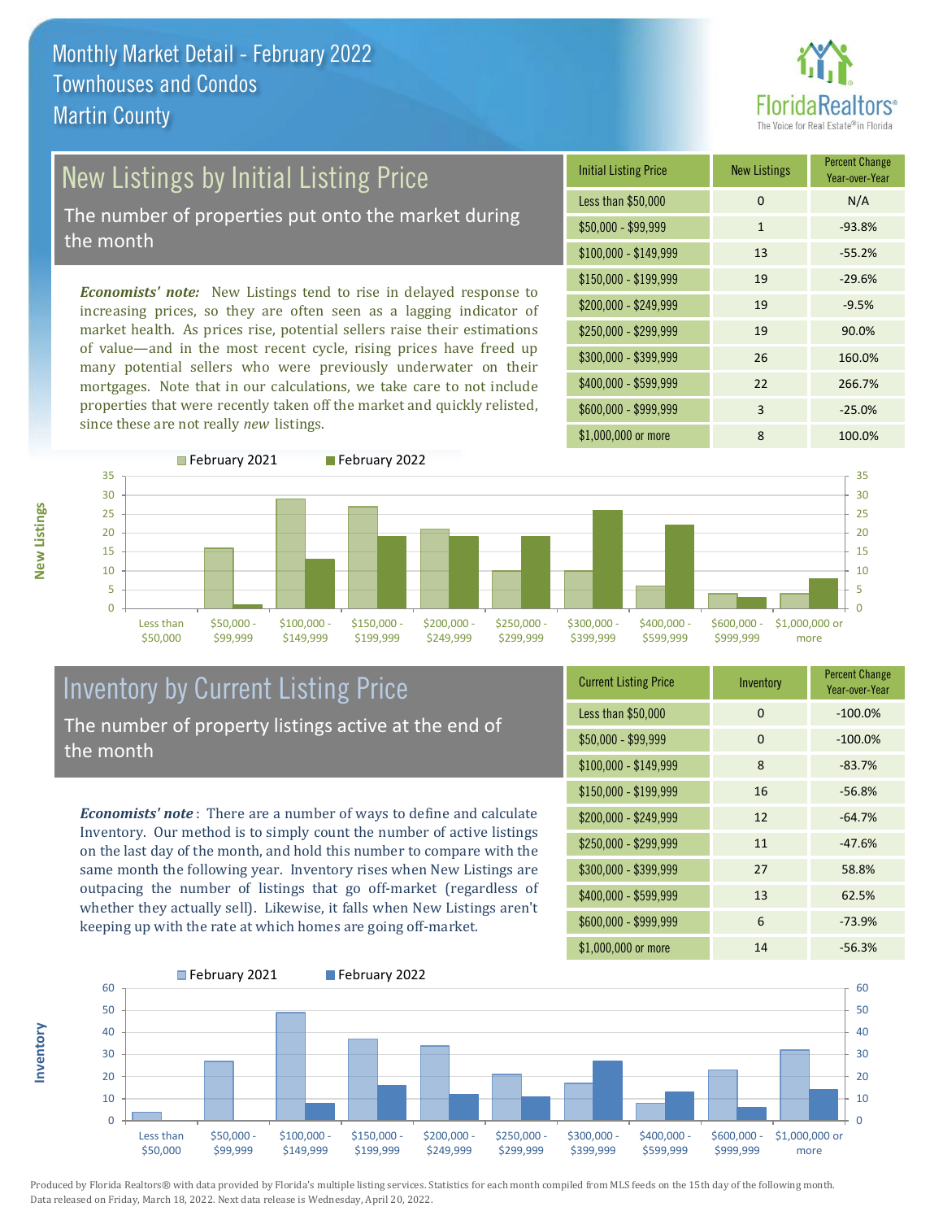# Monthly Market Detail - February 2022
## Townhouses and Condos
## Martin County

## New Listings by Initial Listing Price

The number of properties put onto the market during the month

*Economists' note:* New Listings tend to rise in delayed response to increasing prices, so they are often seen as a lagging indicator of market health. As prices rise, potential sellers raise their estimations of value—and in the most recent cycle, rising prices have freed up many potential sellers who were previously underwater on their mortgages. Note that in our calculations, we take care to not include properties that were recently taken off the market and quickly relisted, since these are not really *new* listings.

| Initial Listing Price | New Listings | Percent Change Year-over-Year |
|---|---|---|
| Less than $50,000 | 0 | N/A |
| $50,000 - $99,999 | 1 | -93.8% |
| $100,000 - $149,999 | 13 | -55.2% |
| $150,000 - $199,999 | 19 | -29.6% |
| $200,000 - $249,999 | 19 | -9.5% |
| $250,000 - $299,999 | 19 | 90.0% |
| $300,000 - $399,999 | 26 | 160.0% |
| $400,000 - $599,999 | 22 | 266.7% |
| $600,000 - $999,999 | 3 | -25.0% |
| $1,000,000 or more | 8 | 100.0% |

## Inventory by Current Listing Price

The number of property listings active at the end of the month

*Economists' note*: There are a number of ways to define and calculate Inventory. Our method is to simply count the number of active listings on the last day of the month, and hold this number to compare with the same month the following year. Inventory rises when New Listings are outpacing the number of listings that go off-market (regardless of whether they actually sell). Likewise, it falls when New Listings aren't keeping up with the rate at which homes are going off-market.

| Current Listing Price | Inventory | Percent Change Year-over-Year |
|---|---|---|
| Less than $50,000 | 0 | -100.0% |
| $50,000 - $99,999 | 0 | -100.0% |
| $100,000 - $149,999 | 8 | -83.7% |
| $150,000 - $199,999 | 16 | -56.8% |
| $200,000 - $249,999 | 12 | -64.7% |
| $250,000 - $299,999 | 11 | -47.6% |
| $300,000 - $399,999 | 27 | 58.8% |
| $400,000 - $599,999 | 13 | 62.5% |
| $600,000 - $999,999 | 6 | -73.9% |
| $1,000,000 or more | 14 | -56.3% |

Produced by Florida Realtors® with data provided by Florida's multiple listing services. Statistics for each month compiled from MLS feeds on the 15th day of the following month. Data released on Friday, March 18, 2022. Next data release is Wednesday, April 20, 2022.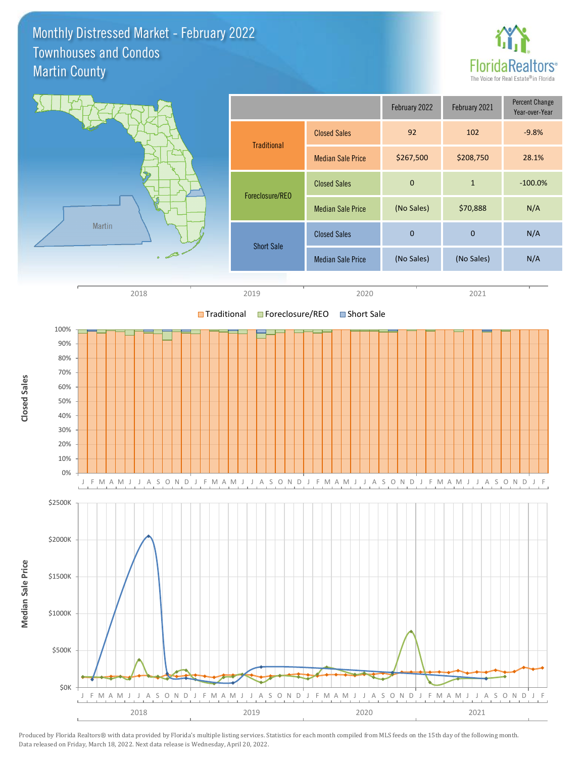# Monthly Distressed Market - February 2022
## Townhouses and Condos
## Martin County

FloridaRealtors®
The Voice for Real Estate® in Florida

Martin

| | | February 2022 | February 2021 | Percent Change Year-over-Year |
|---|---|---|---|---|
| Traditional | Closed Sales | 92 | 102 | -9.8% |
| | Median Sale Price | $267,500 | $208,750 | 28.1% |
| Foreclosure/REO | Closed Sales | 0 | 1 | -100.0% |
| | Median Sale Price | (No Sales) | $70,888 | N/A |
| Short Sale | Closed Sales | 0 | 0 | N/A |
| | Median Sale Price | (No Sales) | (No Sales) | N/A |

2018 2019 2020 2021

Traditional Foreclosure/REO Short Sale

Closed Sales

100% 90% 80% 70% 60% 50% 40% 30% 20% 10% 0%

J F M A M J J A S O N D J F M A M J J A S O N D J F M A M J J A S O N D J F M A M J J A S O N D J F

Median Sale Price

$2500K $2000K $1500K $1000K $500K $0K

J F M A M J J A S O N D J F M A M J J A S O N D J F M A M J J A S O N D J F M A M J J A S O N D J F

2018 2019 2020 2021

Produced by Florida Realtors® with data provided by Florida's multiple listing services. Statistics for each month compiled from MLS feeds on the 15th day of the following month. Data released on Friday, March 18, 2022. Next data release is Wednesday, April 20, 2022.